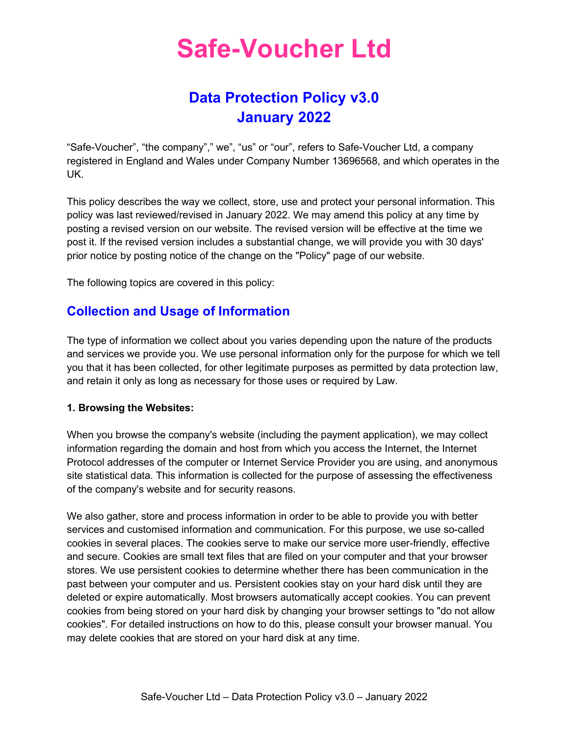# Safe-Voucher Ltd

## Data Protection Policy v3.0
## January 2022

“Safe-Voucher”, “the company”,” we”, “us” or “our”, refers to Safe-Voucher Ltd, a company registered in England and Wales under Company Number 13696568, and which operates in the UK.

This policy describes the way we collect, store, use and protect your personal information. This policy was last reviewed/revised in January 2022. We may amend this policy at any time by posting a revised version on our website. The revised version will be effective at the time we post it. If the revised version includes a substantial change, we will provide you with 30 days' prior notice by posting notice of the change on the "Policy" page of our website.

The following topics are covered in this policy:

## Collection and Usage of Information

The type of information we collect about you varies depending upon the nature of the products and services we provide you. We use personal information only for the purpose for which we tell you that it has been collected, for other legitimate purposes as permitted by data protection law, and retain it only as long as necessary for those uses or required by Law.

**1. Browsing the Websites:**

When you browse the company's website (including the payment application), we may collect information regarding the domain and host from which you access the Internet, the Internet Protocol addresses of the computer or Internet Service Provider you are using, and anonymous site statistical data. This information is collected for the purpose of assessing the effectiveness of the company's website and for security reasons.

We also gather, store and process information in order to be able to provide you with better services and customised information and communication. For this purpose, we use so-called cookies in several places. The cookies serve to make our service more user-friendly, effective and secure. Cookies are small text files that are filed on your computer and that your browser stores. We use persistent cookies to determine whether there has been communication in the past between your computer and us. Persistent cookies stay on your hard disk until they are deleted or expire automatically. Most browsers automatically accept cookies. You can prevent cookies from being stored on your hard disk by changing your browser settings to "do not allow cookies". For detailed instructions on how to do this, please consult your browser manual. You may delete cookies that are stored on your hard disk at any time.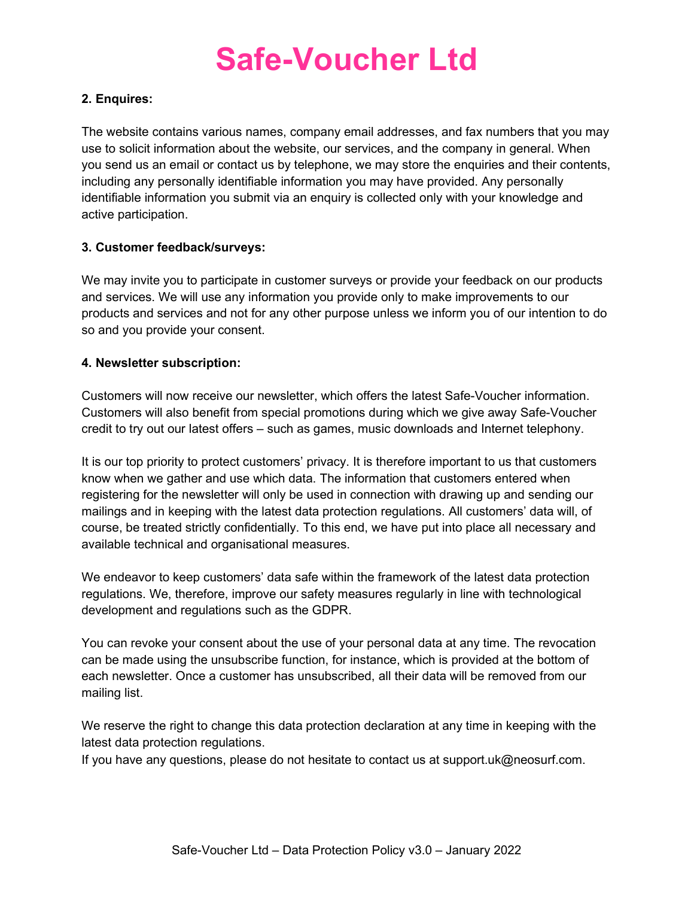**2. Enquires:**

The website contains various names, company email addresses, and fax numbers that you may use to solicit information about the website, our services, and the company in general. When you send us an email or contact us by telephone, we may store the enquiries and their contents, including any personally identifiable information you may have provided. Any personally identifiable information you submit via an enquiry is collected only with your knowledge and active participation.

**3. Customer feedback/surveys:**

We may invite you to participate in customer surveys or provide your feedback on our products and services. We will use any information you provide only to make improvements to our products and services and not for any other purpose unless we inform you of our intention to do so and you provide your consent.

**4. Newsletter subscription:**

Customers will now receive our newsletter, which offers the latest Safe-Voucher information. Customers will also benefit from special promotions during which we give away Safe-Voucher credit to try out our latest offers – such as games, music downloads and Internet telephony.

It is our top priority to protect customers' privacy. It is therefore important to us that customers know when we gather and use which data. The information that customers entered when registering for the newsletter will only be used in connection with drawing up and sending our mailings and in keeping with the latest data protection regulations. All customers' data will, of course, be treated strictly confidentially. To this end, we have put into place all necessary and available technical and organisational measures.

We endeavor to keep customers' data safe within the framework of the latest data protection regulations. We, therefore, improve our safety measures regularly in line with technological development and regulations such as the GDPR.

You can revoke your consent about the use of your personal data at any time. The revocation can be made using the unsubscribe function, for instance, which is provided at the bottom of each newsletter. Once a customer has unsubscribed, all their data will be removed from our mailing list.

We reserve the right to change this data protection declaration at any time in keeping with the latest data protection regulations.
If you have any questions, please do not hesitate to contact us at support.uk@neosurf.com.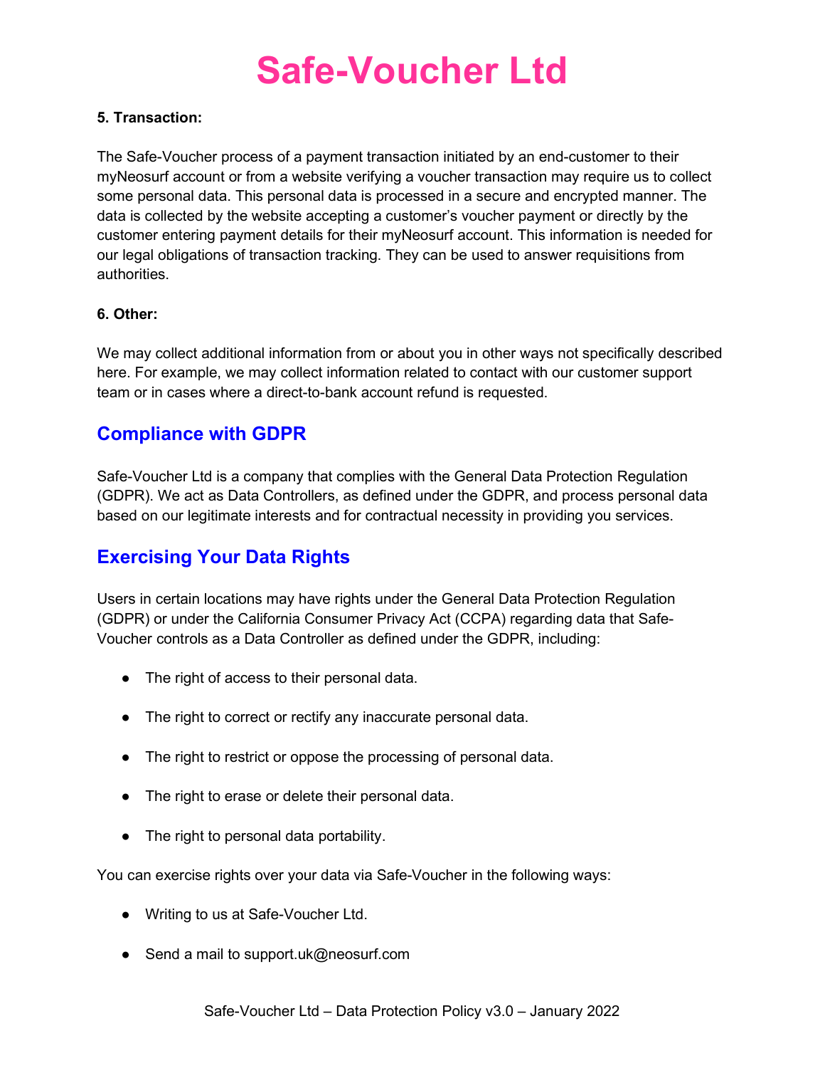# Safe-Voucher Ltd

**5. Transaction:**

The Safe-Voucher process of a payment transaction initiated by an end-customer to their myNeosurf account or from a website verifying a voucher transaction may require us to collect some personal data. This personal data is processed in a secure and encrypted manner. The data is collected by the website accepting a customer's voucher payment or directly by the customer entering payment details for their myNeosurf account. This information is needed for our legal obligations of transaction tracking. They can be used to answer requisitions from authorities.

**6. Other:**

We may collect additional information from or about you in other ways not specifically described here. For example, we may collect information related to contact with our customer support team or in cases where a direct-to-bank account refund is requested.

## Compliance with GDPR

Safe-Voucher Ltd is a company that complies with the General Data Protection Regulation (GDPR). We act as Data Controllers, as defined under the GDPR, and process personal data based on our legitimate interests and for contractual necessity in providing you services.

## Exercising Your Data Rights

Users in certain locations may have rights under the General Data Protection Regulation (GDPR) or under the California Consumer Privacy Act (CCPA) regarding data that Safe-Voucher controls as a Data Controller as defined under the GDPR, including:

- The right of access to their personal data.
- The right to correct or rectify any inaccurate personal data.
- The right to restrict or oppose the processing of personal data.
- The right to erase or delete their personal data.
- The right to personal data portability.

You can exercise rights over your data via Safe-Voucher in the following ways:

- Writing to us at Safe-Voucher Ltd.
- Send a mail to support.uk@neosurf.com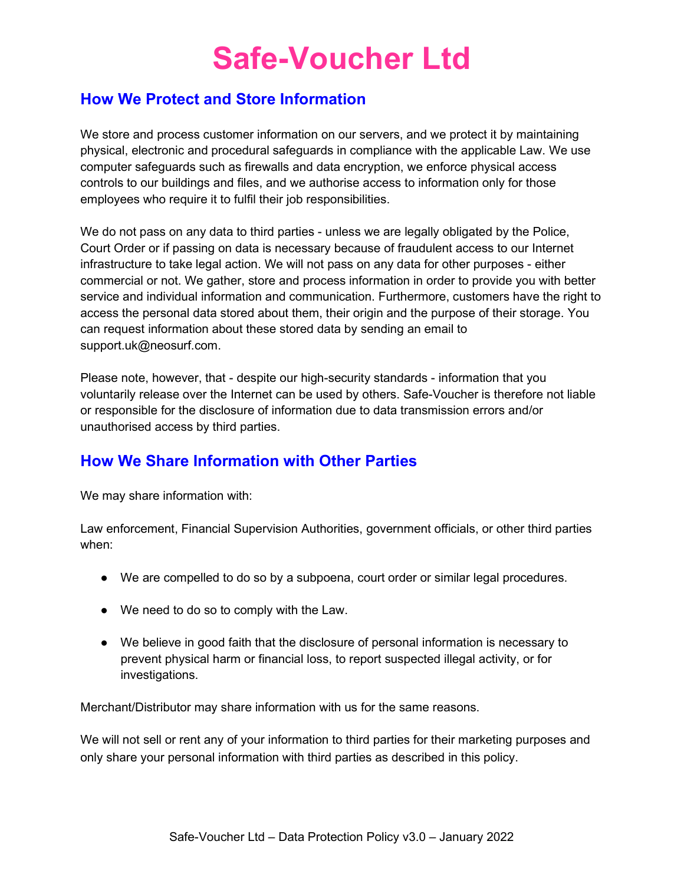# Safe-Voucher Ltd

## How We Protect and Store Information

We store and process customer information on our servers, and we protect it by maintaining physical, electronic and procedural safeguards in compliance with the applicable Law. We use computer safeguards such as firewalls and data encryption, we enforce physical access controls to our buildings and files, and we authorise access to information only for those employees who require it to fulfil their job responsibilities.

We do not pass on any data to third parties - unless we are legally obligated by the Police, Court Order or if passing on data is necessary because of fraudulent access to our Internet infrastructure to take legal action. We will not pass on any data for other purposes - either commercial or not. We gather, store and process information in order to provide you with better service and individual information and communication. Furthermore, customers have the right to access the personal data stored about them, their origin and the purpose of their storage. You can request information about these stored data by sending an email to support.uk@neosurf.com.

Please note, however, that - despite our high-security standards - information that you voluntarily release over the Internet can be used by others. Safe-Voucher is therefore not liable or responsible for the disclosure of information due to data transmission errors and/or unauthorised access by third parties.

## How We Share Information with Other Parties

We may share information with:

Law enforcement, Financial Supervision Authorities, government officials, or other third parties when:

- We are compelled to do so by a subpoena, court order or similar legal procedures.
- We need to do so to comply with the Law.
- We believe in good faith that the disclosure of personal information is necessary to prevent physical harm or financial loss, to report suspected illegal activity, or for investigations.

Merchant/Distributor may share information with us for the same reasons.

We will not sell or rent any of your information to third parties for their marketing purposes and only share your personal information with third parties as described in this policy.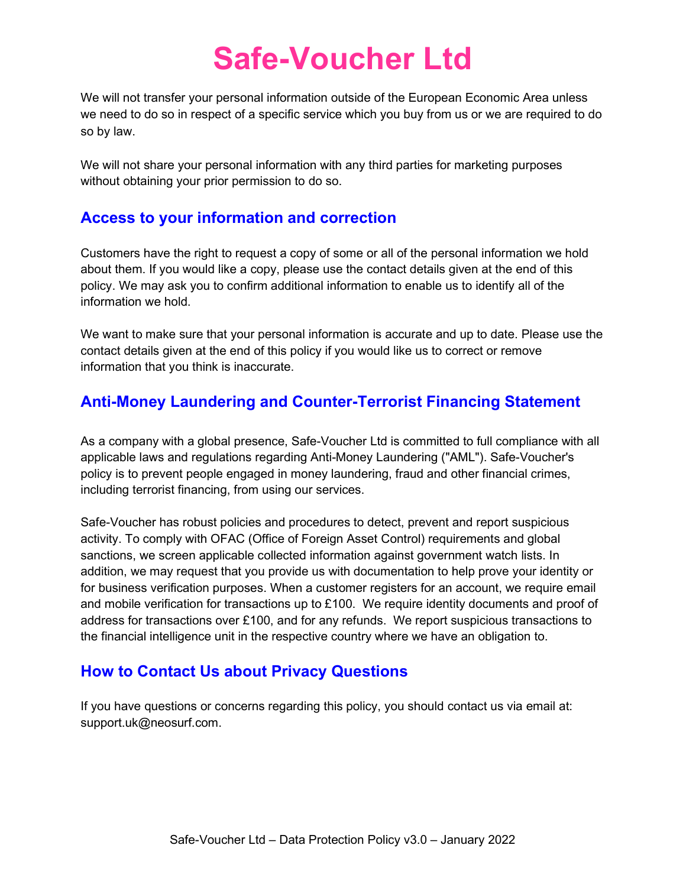# Safe-Voucher Ltd

We will not transfer your personal information outside of the European Economic Area unless we need to do so in respect of a specific service which you buy from us or we are required to do so by law.

We will not share your personal information with any third parties for marketing purposes without obtaining your prior permission to do so.

## Access to your information and correction

Customers have the right to request a copy of some or all of the personal information we hold about them. If you would like a copy, please use the contact details given at the end of this policy. We may ask you to confirm additional information to enable us to identify all of the information we hold.

We want to make sure that your personal information is accurate and up to date. Please use the contact details given at the end of this policy if you would like us to correct or remove information that you think is inaccurate.

## Anti-Money Laundering and Counter-Terrorist Financing Statement

As a company with a global presence, Safe-Voucher Ltd is committed to full compliance with all applicable laws and regulations regarding Anti-Money Laundering ("AML"). Safe-Voucher's policy is to prevent people engaged in money laundering, fraud and other financial crimes, including terrorist financing, from using our services.

Safe-Voucher has robust policies and procedures to detect, prevent and report suspicious activity. To comply with OFAC (Office of Foreign Asset Control) requirements and global sanctions, we screen applicable collected information against government watch lists. In addition, we may request that you provide us with documentation to help prove your identity or for business verification purposes. When a customer registers for an account, we require email and mobile verification for transactions up to £100. We require identity documents and proof of address for transactions over £100, and for any refunds. We report suspicious transactions to the financial intelligence unit in the respective country where we have an obligation to.

## How to Contact Us about Privacy Questions

If you have questions or concerns regarding this policy, you should contact us via email at: support.uk@neosurf.com.